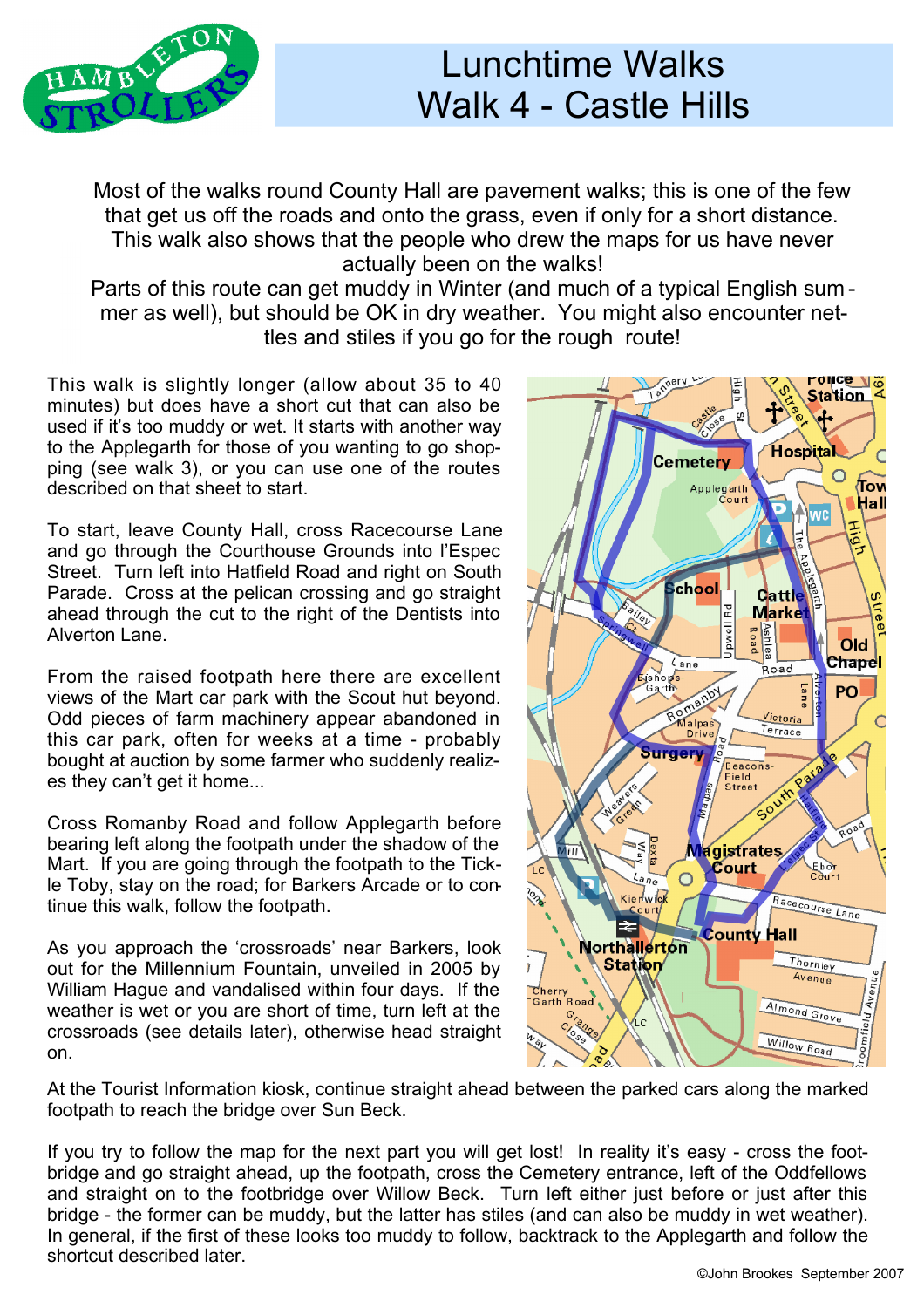# Lunchtime Walks
# Walk 4 - Castle Hills

Most of the walks round County Hall are pavement walks; this is one of the few that get us off the roads and onto the grass, even if only for a short distance. This walk also shows that the people who drew the maps for us have never actually been on the walks!

Parts of this route can get muddy in Winter (and much of a typical English summer as well), but should be OK in dry weather. You might also encounter nettles and stiles if you go for the rough route!

This walk is slightly longer (allow about 35 to 40 minutes) but does have a short cut that can also be used if it's too muddy or wet. It starts with another way to the Applegarth for those of you wanting to go shopping (see walk 3), or you can use one of the routes described on that sheet to start.

To start, leave County Hall, cross Racecourse Lane and go through the Courthouse Grounds into I'Espec Street. Turn left into Hatfield Road and right on South Parade. Cross at the pelican crossing and go straight ahead through the cut to the right of the Dentists into Alverton Lane.

From the raised footpath here there are excellent views of the Mart car park with the Scout hut beyond. Odd pieces of farm machinery appear abandoned in this car park, often for weeks at a time - probably bought at auction by some farmer who suddenly realizes they can't get it home...

Cross Romanby Road and follow Applegarth before bearing left along the footpath under the shadow of the Mart. If you are going through the footpath to the Tickle Toby, stay on the road; for Barkers Arcade or to continue this walk, follow the footpath.

As you approach the 'crossroads' near Barkers, look out for the Millennium Fountain, unveiled in 2005 by William Hague and vandalised within four days. If the weather is wet or you are short of time, turn left at the crossroads (see details later), otherwise head straight on.

At the Tourist Information kiosk, continue straight ahead between the parked cars along the marked footpath to reach the bridge over Sun Beck.

If you try to follow the map for the next part you will get lost! In reality it's easy - cross the footbridge and go straight ahead, up the footpath, cross the Cemetery entrance, left of the Oddfellows and straight on to the footbridge over Willow Beck. Turn left either just before or just after this bridge - the former can be muddy, but the latter has stiles (and can also be muddy in wet weather). In general, if the first of these looks too muddy to follow, backtrack to the Applegarth and follow the shortcut described later.

©John Brookes September 2007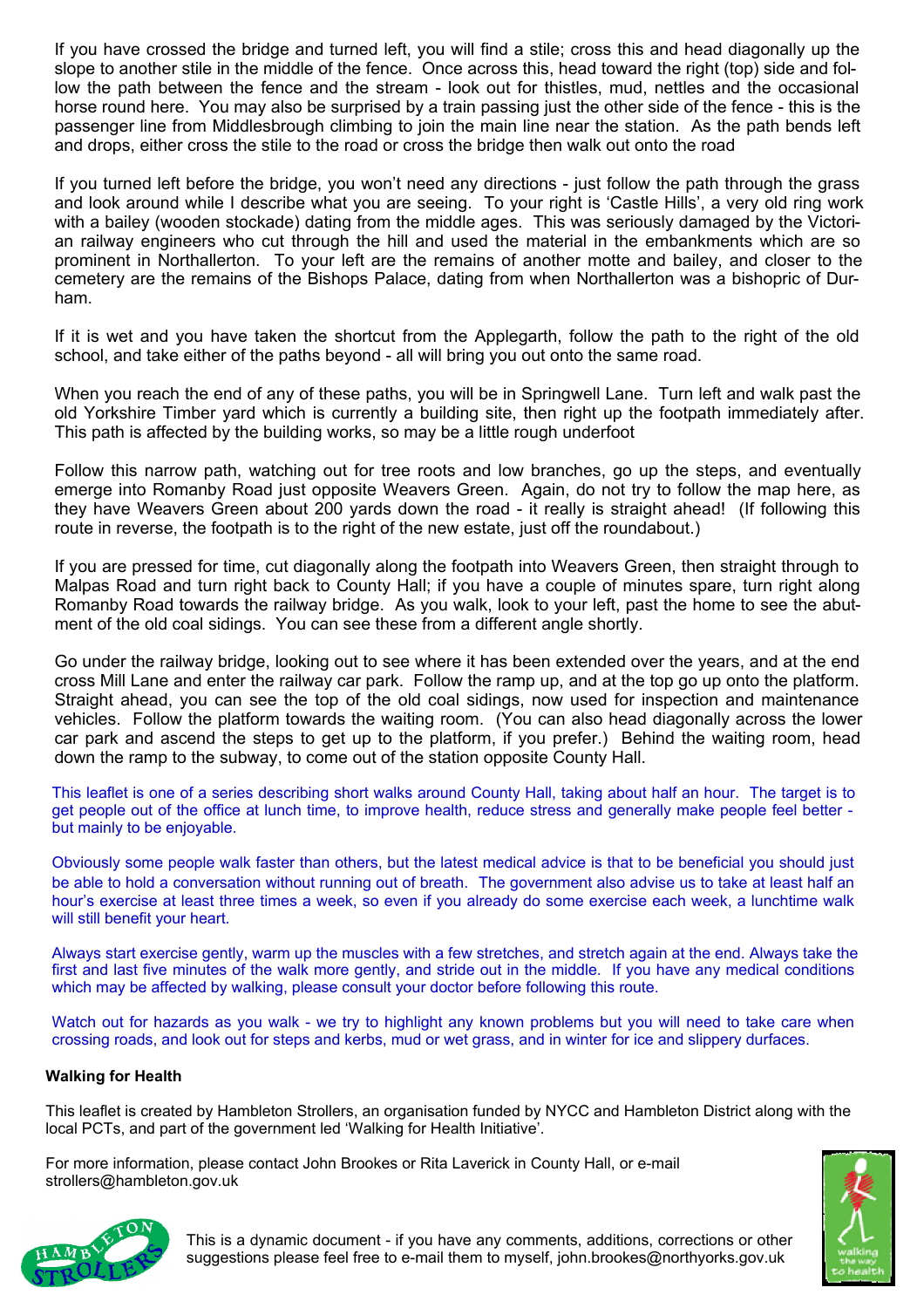If you have crossed the bridge and turned left, you will find a stile; cross this and head diagonally up the slope to another stile in the middle of the fence. Once across this, head toward the right (top) side and follow the path between the fence and the stream - look out for thistles, mud, nettles and the occasional horse round here. You may also be surprised by a train passing just the other side of the fence - this is the passenger line from Middlesbrough climbing to join the main line near the station. As the path bends left and drops, either cross the stile to the road or cross the bridge then walk out onto the road

If you turned left before the bridge, you won't need any directions - just follow the path through the grass and look around while I describe what you are seeing. To your right is 'Castle Hills', a very old ring work with a bailey (wooden stockade) dating from the middle ages. This was seriously damaged by the Victorian railway engineers who cut through the hill and used the material in the embankments which are so prominent in Northallerton. To your left are the remains of another motte and bailey, and closer to the cemetery are the remains of the Bishops Palace, dating from when Northallerton was a bishopric of Durham.

If it is wet and you have taken the shortcut from the Applegarth, follow the path to the right of the old school, and take either of the paths beyond - all will bring you out onto the same road.

When you reach the end of any of these paths, you will be in Springwell Lane. Turn left and walk past the old Yorkshire Timber yard which is currently a building site, then right up the footpath immediately after. This path is affected by the building works, so may be a little rough underfoot

Follow this narrow path, watching out for tree roots and low branches, go up the steps, and eventually emerge into Romanby Road just opposite Weavers Green. Again, do not try to follow the map here, as they have Weavers Green about 200 yards down the road - it really is straight ahead! (If following this route in reverse, the footpath is to the right of the new estate, just off the roundabout.)

If you are pressed for time, cut diagonally along the footpath into Weavers Green, then straight through to Malpas Road and turn right back to County Hall; if you have a couple of minutes spare, turn right along Romanby Road towards the railway bridge. As you walk, look to your left, past the home to see the abutment of the old coal sidings. You can see these from a different angle shortly.

Go under the railway bridge, looking out to see where it has been extended over the years, and at the end cross Mill Lane and enter the railway car park. Follow the ramp up, and at the top go up onto the platform. Straight ahead, you can see the top of the old coal sidings, now used for inspection and maintenance vehicles. Follow the platform towards the waiting room. (You can also head diagonally across the lower car park and ascend the steps to get up to the platform, if you prefer.) Behind the waiting room, head down the ramp to the subway, to come out of the station opposite County Hall.

This leaflet is one of a series describing short walks around County Hall, taking about half an hour. The target is to get people out of the office at lunch time, to improve health, reduce stress and generally make people feel better - but mainly to be enjoyable.

Obviously some people walk faster than others, but the latest medical advice is that to be beneficial you should just be able to hold a conversation without running out of breath. The government also advise us to take at least half an hour's exercise at least three times a week, so even if you already do some exercise each week, a lunchtime walk will still benefit your heart.

Always start exercise gently, warm up the muscles with a few stretches, and stretch again at the end. Always take the first and last five minutes of the walk more gently, and stride out in the middle. If you have any medical conditions which may be affected by walking, please consult your doctor before following this route.

Watch out for hazards as you walk - we try to highlight any known problems but you will need to take care when crossing roads, and look out for steps and kerbs, mud or wet grass, and in winter for ice and slippery durfaces.

**Walking for Health**

This leaflet is created by Hambleton Strollers, an organisation funded by NYCC and Hambleton District along with the local PCTs, and part of the government led 'Walking for Health Initiative'.

For more information, please contact John Brookes or Rita Laverick in County Hall, or e-mail strollers@hambleton.gov.uk

This is a dynamic document - if you have any comments, additions, corrections or other suggestions please feel free to e-mail them to myself, john.brookes@northyorks.gov.uk